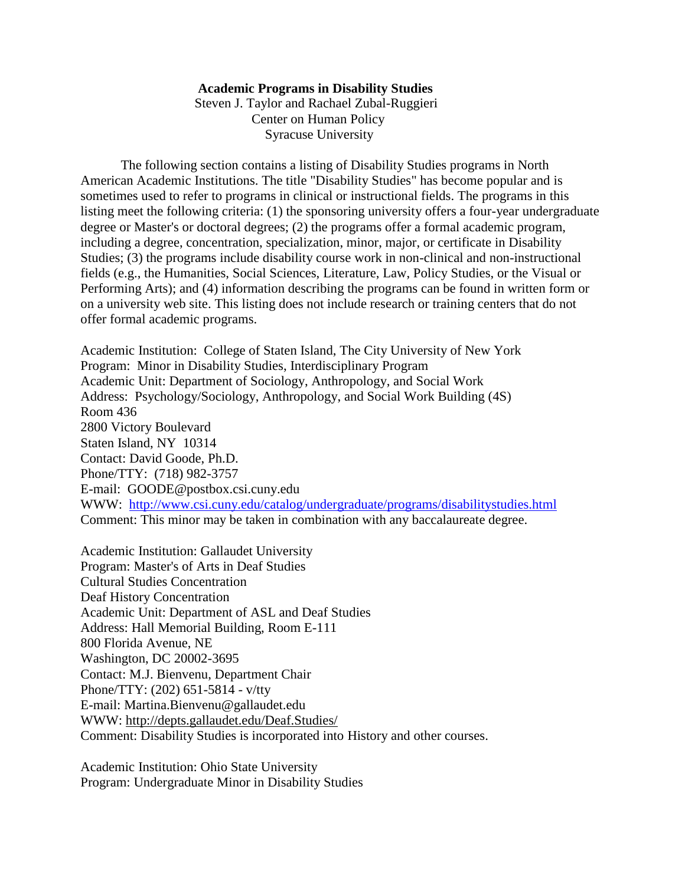**Academic Programs in Disability Studies**

Steven J. Taylor and Rachael Zubal-Ruggieri
Center on Human Policy
Syracuse University

The following section contains a listing of Disability Studies programs in North American Academic Institutions. The title "Disability Studies" has become popular and is sometimes used to refer to programs in clinical or instructional fields. The programs in this listing meet the following criteria: (1) the sponsoring university offers a four-year undergraduate degree or Master's or doctoral degrees; (2) the programs offer a formal academic program, including a degree, concentration, specialization, minor, major, or certificate in Disability Studies; (3) the programs include disability course work in non-clinical and non-instructional fields (e.g., the Humanities, Social Sciences, Literature, Law, Policy Studies, or the Visual or Performing Arts); and (4) information describing the programs can be found in written form or on a university web site. This listing does not include research or training centers that do not offer formal academic programs.

Academic Institution: College of Staten Island, The City University of New York
Program: Minor in Disability Studies, Interdisciplinary Program
Academic Unit: Department of Sociology, Anthropology, and Social Work
Address: Psychology/Sociology, Anthropology, and Social Work Building (4S)
Room 436
2800 Victory Boulevard
Staten Island, NY 10314
Contact: David Goode, Ph.D.
Phone/TTY: (718) 982-3757
E-mail: GOODE@postbox.csi.cuny.edu
WWW: http://www.csi.cuny.edu/catalog/undergraduate/programs/disabilitystudies.html
Comment: This minor may be taken in combination with any baccalaureate degree.

Academic Institution: Gallaudet University
Program: Master's of Arts in Deaf Studies
Cultural Studies Concentration
Deaf History Concentration
Academic Unit: Department of ASL and Deaf Studies
Address: Hall Memorial Building, Room E-111
800 Florida Avenue, NE
Washington, DC 20002-3695
Contact: M.J. Bienvenu, Department Chair
Phone/TTY: (202) 651-5814 - v/tty
E-mail: Martina.Bienvenu@gallaudet.edu
WWW: http://depts.gallaudet.edu/Deaf.Studies/
Comment: Disability Studies is incorporated into History and other courses.

Academic Institution: Ohio State University
Program: Undergraduate Minor in Disability Studies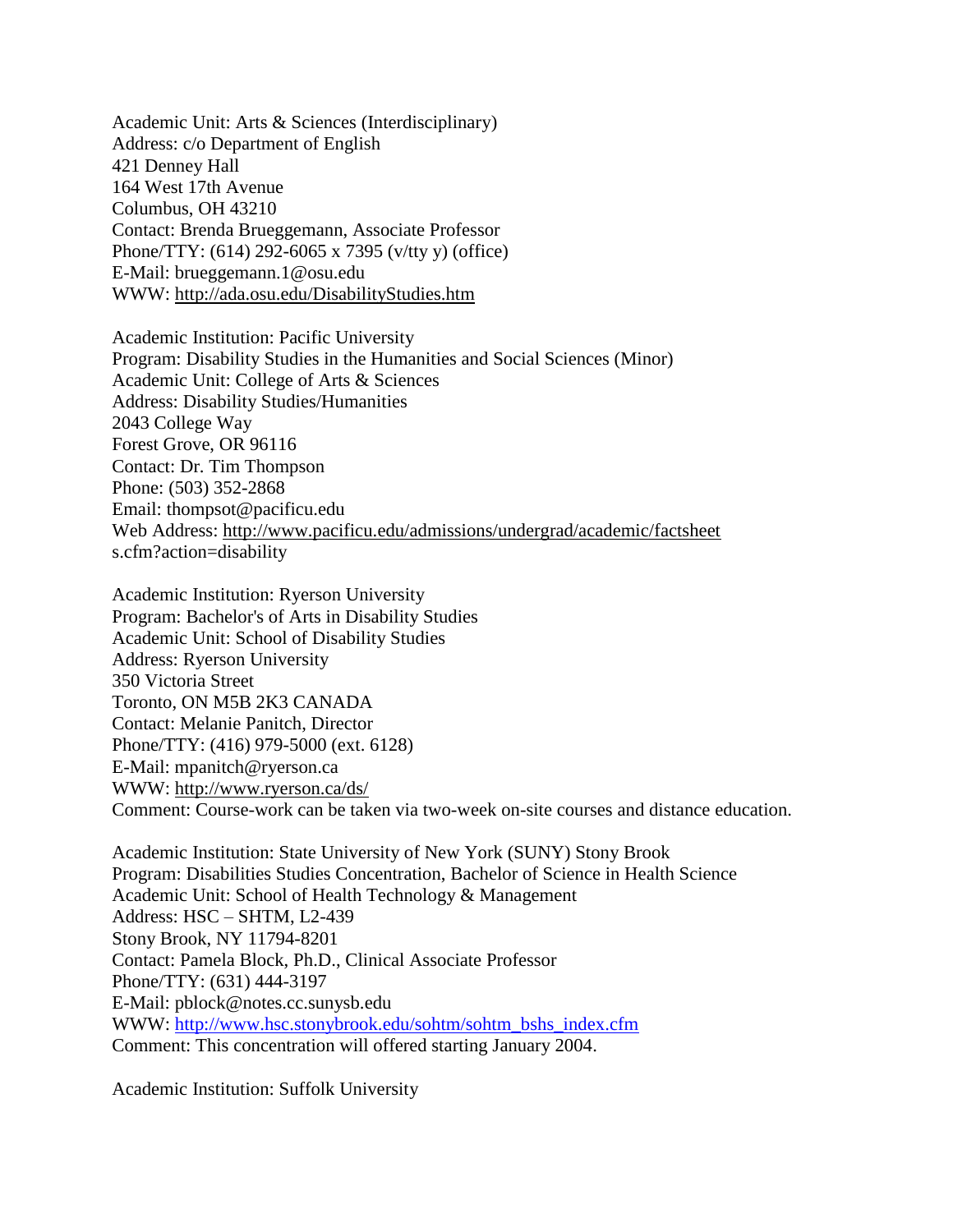Academic Unit: Arts & Sciences (Interdisciplinary)
Address: c/o Department of English
421 Denney Hall
164 West 17th Avenue
Columbus, OH 43210
Contact: Brenda Brueggemann, Associate Professor
Phone/TTY: (614) 292-6065 x 7395 (v/tty y) (office)
E-Mail: brueggemann.1@osu.edu
WWW: http://ada.osu.edu/DisabilityStudies.htm

Academic Institution: Pacific University
Program: Disability Studies in the Humanities and Social Sciences (Minor)
Academic Unit: College of Arts & Sciences
Address: Disability Studies/Humanities
2043 College Way
Forest Grove, OR 96116
Contact: Dr. Tim Thompson
Phone: (503) 352-2868
Email: thompsot@pacificu.edu
Web Address: http://www.pacificu.edu/admissions/undergrad/academic/factsheets.cfm?action=disability

Academic Institution: Ryerson University
Program: Bachelor's of Arts in Disability Studies
Academic Unit: School of Disability Studies
Address: Ryerson University
350 Victoria Street
Toronto, ON M5B 2K3 CANADA
Contact: Melanie Panitch, Director
Phone/TTY: (416) 979-5000 (ext. 6128)
E-Mail: mpanitch@ryerson.ca
WWW: http://www.ryerson.ca/ds/
Comment: Course-work can be taken via two-week on-site courses and distance education.

Academic Institution: State University of New York (SUNY) Stony Brook
Program: Disabilities Studies Concentration, Bachelor of Science in Health Science
Academic Unit: School of Health Technology & Management
Address: HSC – SHTM, L2-439
Stony Brook, NY 11794-8201
Contact: Pamela Block, Ph.D., Clinical Associate Professor
Phone/TTY: (631) 444-3197
E-Mail: pblock@notes.cc.sunysb.edu
WWW: http://www.hsc.stonybrook.edu/sohtm/sohtm_bshs_index.cfm
Comment: This concentration will offered starting January 2004.

Academic Institution: Suffolk University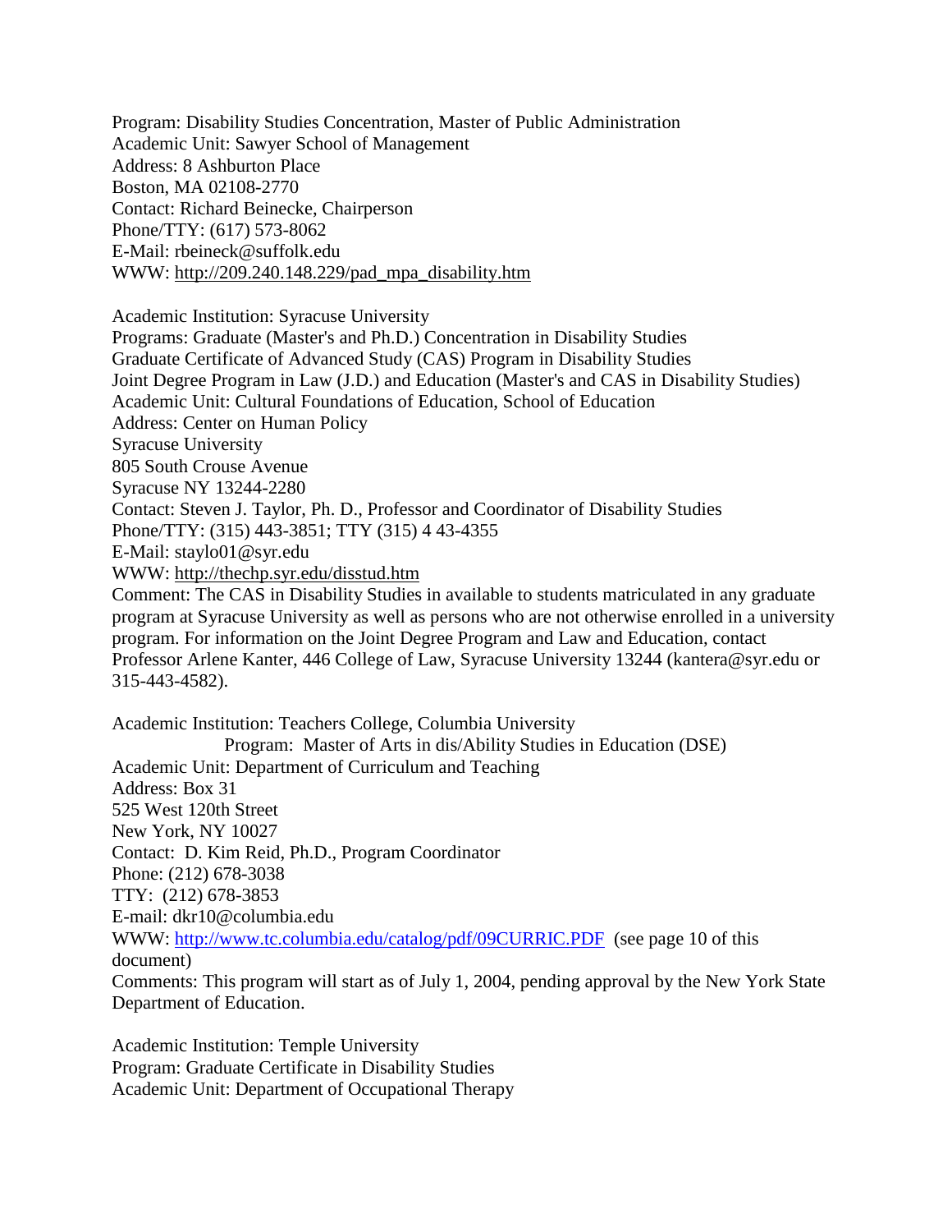Program: Disability Studies Concentration, Master of Public Administration
Academic Unit: Sawyer School of Management
Address: 8 Ashburton Place
Boston, MA 02108-2770
Contact: Richard Beinecke, Chairperson
Phone/TTY: (617) 573-8062
E-Mail: rbeineck@suffolk.edu
WWW: http://209.240.148.229/pad_mpa_disability.htm

Academic Institution: Syracuse University
Programs: Graduate (Master's and Ph.D.) Concentration in Disability Studies
Graduate Certificate of Advanced Study (CAS) Program in Disability Studies
Joint Degree Program in Law (J.D.) and Education (Master's and CAS in Disability Studies)
Academic Unit: Cultural Foundations of Education, School of Education
Address: Center on Human Policy
Syracuse University
805 South Crouse Avenue
Syracuse NY 13244-2280
Contact: Steven J. Taylor, Ph. D., Professor and Coordinator of Disability Studies
Phone/TTY: (315) 443-3851; TTY (315) 4 43-4355
E-Mail: staylo01@syr.edu
WWW: http://thechp.syr.edu/disstud.htm
Comment: The CAS in Disability Studies in available to students matriculated in any graduate program at Syracuse University as well as persons who are not otherwise enrolled in a university program. For information on the Joint Degree Program and Law and Education, contact Professor Arlene Kanter, 446 College of Law, Syracuse University 13244 (kantera@syr.edu or 315-443-4582).

Academic Institution: Teachers College, Columbia University
Program: Master of Arts in dis/Ability Studies in Education (DSE)
Academic Unit: Department of Curriculum and Teaching
Address: Box 31
525 West 120th Street
New York, NY 10027
Contact: D. Kim Reid, Ph.D., Program Coordinator
Phone: (212) 678-3038
TTY: (212) 678-3853
E-mail: dkr10@columbia.edu
WWW: http://www.tc.columbia.edu/catalog/pdf/09CURRIC.PDF (see page 10 of this document)
Comments: This program will start as of July 1, 2004, pending approval by the New York State Department of Education.

Academic Institution: Temple University
Program: Graduate Certificate in Disability Studies
Academic Unit: Department of Occupational Therapy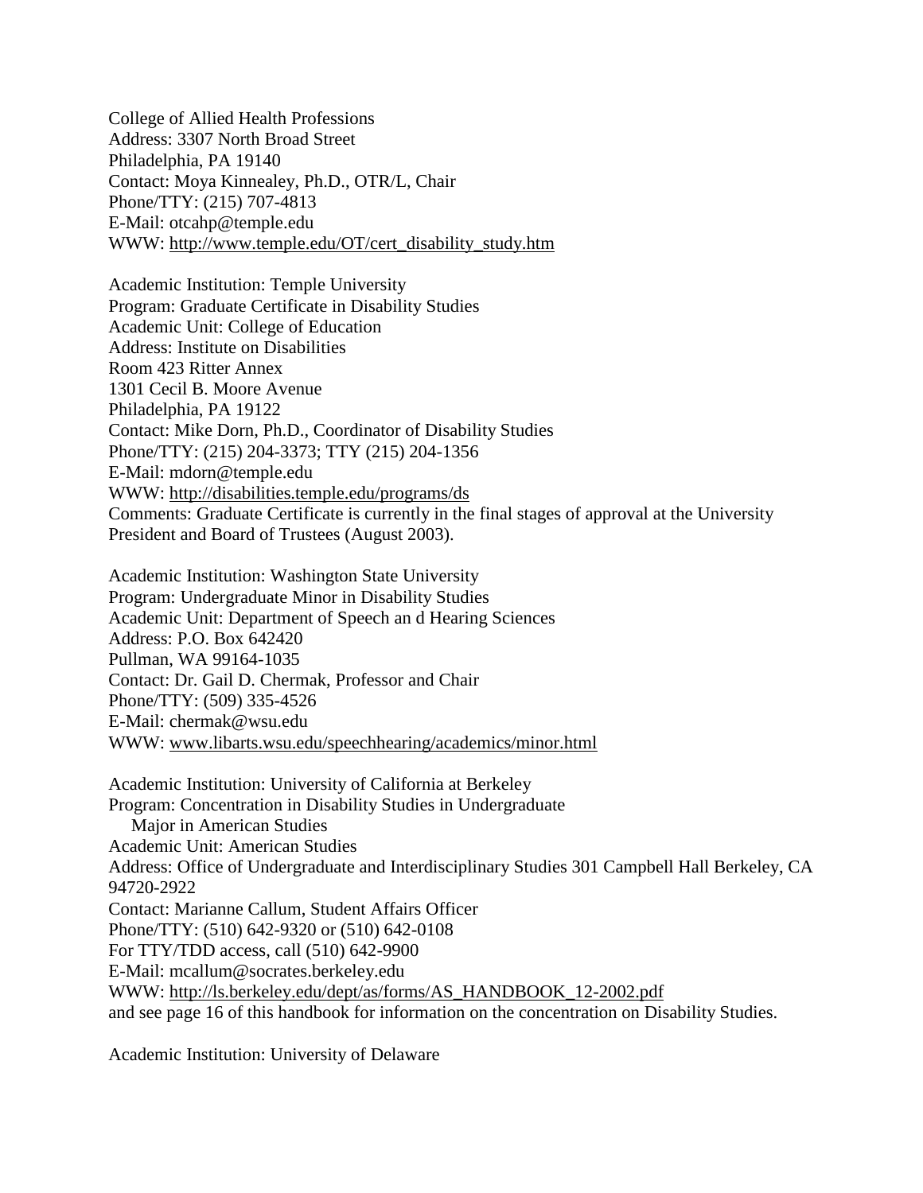College of Allied Health Professions
Address: 3307 North Broad Street
Philadelphia, PA 19140
Contact: Moya Kinnealey, Ph.D., OTR/L, Chair
Phone/TTY: (215) 707-4813
E-Mail: otcahp@temple.edu
WWW: http://www.temple.edu/OT/cert_disability_study.htm

Academic Institution: Temple University
Program: Graduate Certificate in Disability Studies
Academic Unit: College of Education
Address: Institute on Disabilities
Room 423 Ritter Annex
1301 Cecil B. Moore Avenue
Philadelphia, PA 19122
Contact: Mike Dorn, Ph.D., Coordinator of Disability Studies
Phone/TTY: (215) 204-3373; TTY (215) 204-1356
E-Mail: mdorn@temple.edu
WWW: http://disabilities.temple.edu/programs/ds
Comments: Graduate Certificate is currently in the final stages of approval at the University President and Board of Trustees (August 2003).

Academic Institution: Washington State University
Program: Undergraduate Minor in Disability Studies
Academic Unit: Department of Speech an d Hearing Sciences
Address: P.O. Box 642420
Pullman, WA 99164-1035
Contact: Dr. Gail D. Chermak, Professor and Chair
Phone/TTY: (509) 335-4526
E-Mail: chermak@wsu.edu
WWW: www.libarts.wsu.edu/speechhearing/academics/minor.html

Academic Institution: University of California at Berkeley
Program: Concentration in Disability Studies in Undergraduate
Major in American Studies
Academic Unit: American Studies
Address: Office of Undergraduate and Interdisciplinary Studies 301 Campbell Hall Berkeley, CA 94720-2922
Contact: Marianne Callum, Student Affairs Officer
Phone/TTY: (510) 642-9320 or (510) 642-0108
For TTY/TDD access, call (510) 642-9900
E-Mail: mcallum@socrates.berkeley.edu
WWW: http://ls.berkeley.edu/dept/as/forms/AS_HANDBOOK_12-2002.pdf
and see page 16 of this handbook for information on the concentration on Disability Studies.

Academic Institution: University of Delaware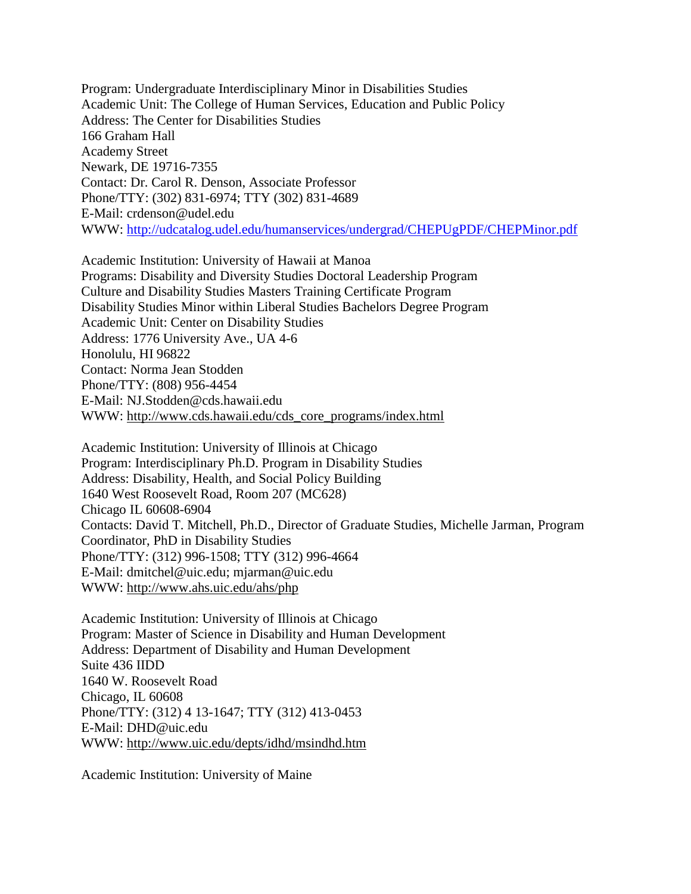Program: Undergraduate Interdisciplinary Minor in Disabilities Studies
Academic Unit: The College of Human Services, Education and Public Policy
Address: The Center for Disabilities Studies
166 Graham Hall
Academy Street
Newark, DE 19716-7355
Contact: Dr. Carol R. Denson, Associate Professor
Phone/TTY: (302) 831-6974; TTY (302) 831-4689
E-Mail: crdenson@udel.edu
WWW: http://udcatalog.udel.edu/humanservices/undergrad/CHEPUgPDF/CHEPMinor.pdf

Academic Institution: University of Hawaii at Manoa
Programs: Disability and Diversity Studies Doctoral Leadership Program
Culture and Disability Studies Masters Training Certificate Program
Disability Studies Minor within Liberal Studies Bachelors Degree Program
Academic Unit: Center on Disability Studies
Address: 1776 University Ave., UA 4-6
Honolulu, HI 96822
Contact: Norma Jean Stodden
Phone/TTY: (808) 956-4454
E-Mail: NJ.Stodden@cds.hawaii.edu
WWW: http://www.cds.hawaii.edu/cds_core_programs/index.html

Academic Institution: University of Illinois at Chicago
Program: Interdisciplinary Ph.D. Program in Disability Studies
Address: Disability, Health, and Social Policy Building
1640 West Roosevelt Road, Room 207 (MC628)
Chicago IL 60608-6904
Contacts: David T. Mitchell, Ph.D., Director of Graduate Studies, Michelle Jarman, Program Coordinator, PhD in Disability Studies
Phone/TTY: (312) 996-1508; TTY (312) 996-4664
E-Mail: dmitchel@uic.edu; mjarman@uic.edu
WWW: http://www.ahs.uic.edu/ahs/php

Academic Institution: University of Illinois at Chicago
Program: Master of Science in Disability and Human Development
Address: Department of Disability and Human Development
Suite 436 IIDD
1640 W. Roosevelt Road
Chicago, IL 60608
Phone/TTY: (312) 4 13-1647; TTY (312) 413-0453
E-Mail: DHD@uic.edu
WWW: http://www.uic.edu/depts/idhd/msindhd.htm

Academic Institution: University of Maine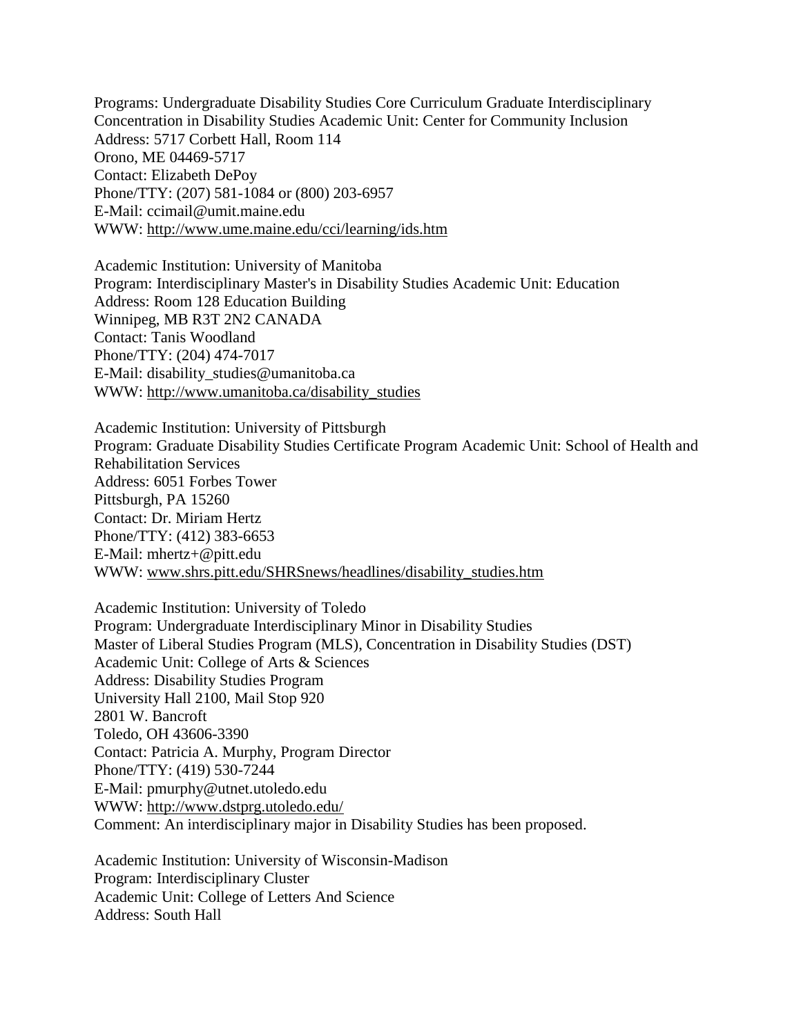Programs: Undergraduate Disability Studies Core Curriculum Graduate Interdisciplinary Concentration in Disability Studies Academic Unit: Center for Community Inclusion
Address: 5717 Corbett Hall, Room 114
Orono, ME 04469-5717
Contact: Elizabeth DePoy
Phone/TTY: (207) 581-1084 or (800) 203-6957
E-Mail: ccimail@umit.maine.edu
WWW: http://www.ume.maine.edu/cci/learning/ids.htm

Academic Institution: University of Manitoba
Program: Interdisciplinary Master's in Disability Studies Academic Unit: Education
Address: Room 128 Education Building
Winnipeg, MB R3T 2N2 CANADA
Contact: Tanis Woodland
Phone/TTY: (204) 474-7017
E-Mail: disability_studies@umanitoba.ca
WWW: http://www.umanitoba.ca/disability_studies

Academic Institution: University of Pittsburgh
Program: Graduate Disability Studies Certificate Program Academic Unit: School of Health and Rehabilitation Services
Address: 6051 Forbes Tower
Pittsburgh, PA 15260
Contact: Dr. Miriam Hertz
Phone/TTY: (412) 383-6653
E-Mail: mhertz+@pitt.edu
WWW: www.shrs.pitt.edu/SHRSnews/headlines/disability_studies.htm

Academic Institution: University of Toledo
Program: Undergraduate Interdisciplinary Minor in Disability Studies
Master of Liberal Studies Program (MLS), Concentration in Disability Studies (DST)
Academic Unit: College of Arts & Sciences
Address: Disability Studies Program
University Hall 2100, Mail Stop 920
2801 W. Bancroft
Toledo, OH 43606-3390
Contact: Patricia A. Murphy, Program Director
Phone/TTY: (419) 530-7244
E-Mail: pmurphy@utnet.utoledo.edu
WWW: http://www.dstprg.utoledo.edu/
Comment: An interdisciplinary major in Disability Studies has been proposed.

Academic Institution: University of Wisconsin-Madison
Program: Interdisciplinary Cluster
Academic Unit: College of Letters And Science
Address: South Hall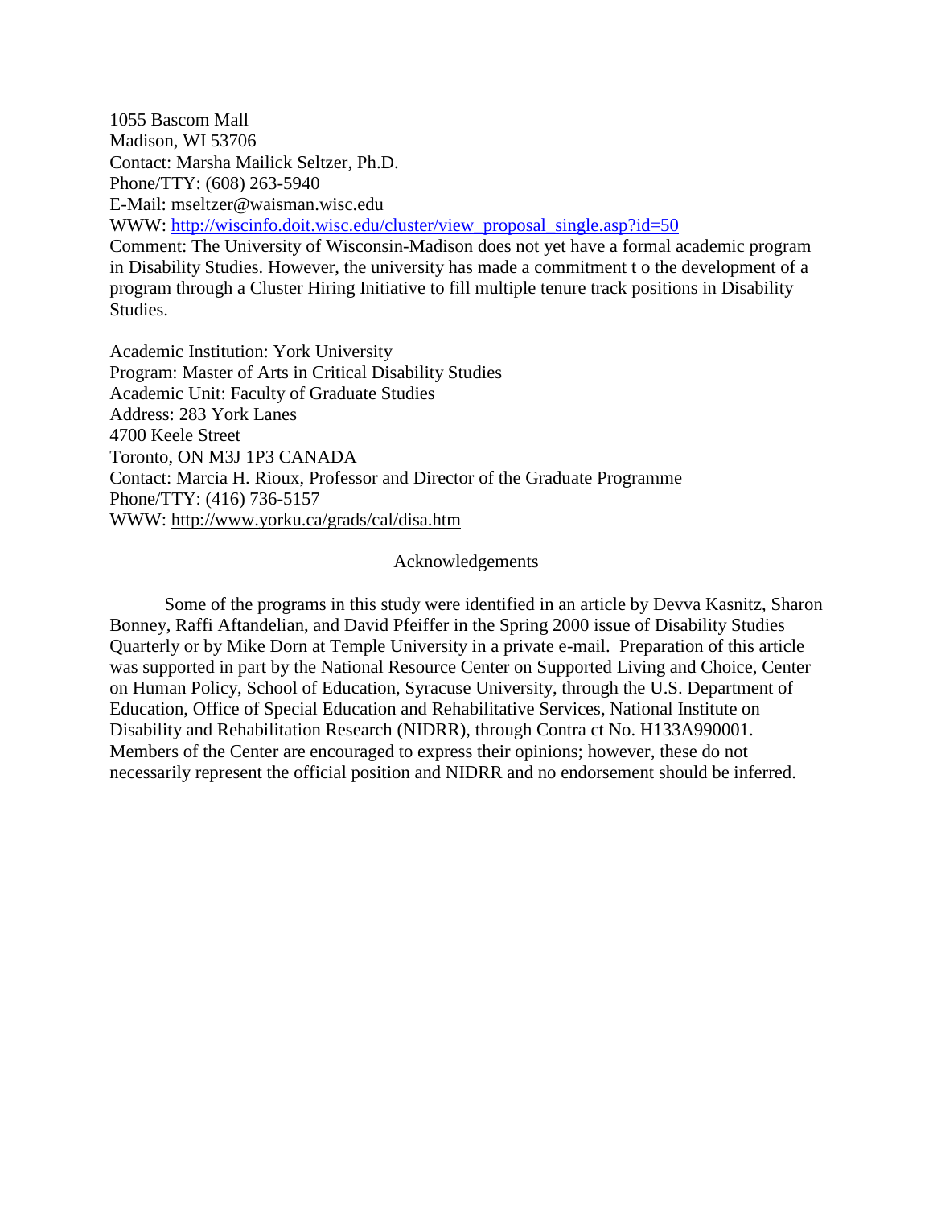1055 Bascom Mall
Madison, WI 53706
Contact: Marsha Mailick Seltzer, Ph.D.
Phone/TTY: (608) 263-5940
E-Mail: mseltzer@waisman.wisc.edu
WWW: http://wiscinfo.doit.wisc.edu/cluster/view_proposal_single.asp?id=50
Comment: The University of Wisconsin-Madison does not yet have a formal academic program in Disability Studies. However, the university has made a commitment t o the development of a program through a Cluster Hiring Initiative to fill multiple tenure track positions in Disability Studies.

Academic Institution: York University
Program: Master of Arts in Critical Disability Studies
Academic Unit: Faculty of Graduate Studies
Address: 283 York Lanes
4700 Keele Street
Toronto, ON M3J 1P3 CANADA
Contact: Marcia H. Rioux, Professor and Director of the Graduate Programme
Phone/TTY: (416) 736-5157
WWW: http://www.yorku.ca/grads/cal/disa.htm

## Acknowledgements

Some of the programs in this study were identified in an article by Devva Kasnitz, Sharon Bonney, Raffi Aftandelian, and David Pfeiffer in the Spring 2000 issue of Disability Studies Quarterly or by Mike Dorn at Temple University in a private e-mail. Preparation of this article was supported in part by the National Resource Center on Supported Living and Choice, Center on Human Policy, School of Education, Syracuse University, through the U.S. Department of Education, Office of Special Education and Rehabilitative Services, National Institute on Disability and Rehabilitation Research (NIDRR), through Contra ct No. H133A990001. Members of the Center are encouraged to express their opinions; however, these do not necessarily represent the official position and NIDRR and no endorsement should be inferred.